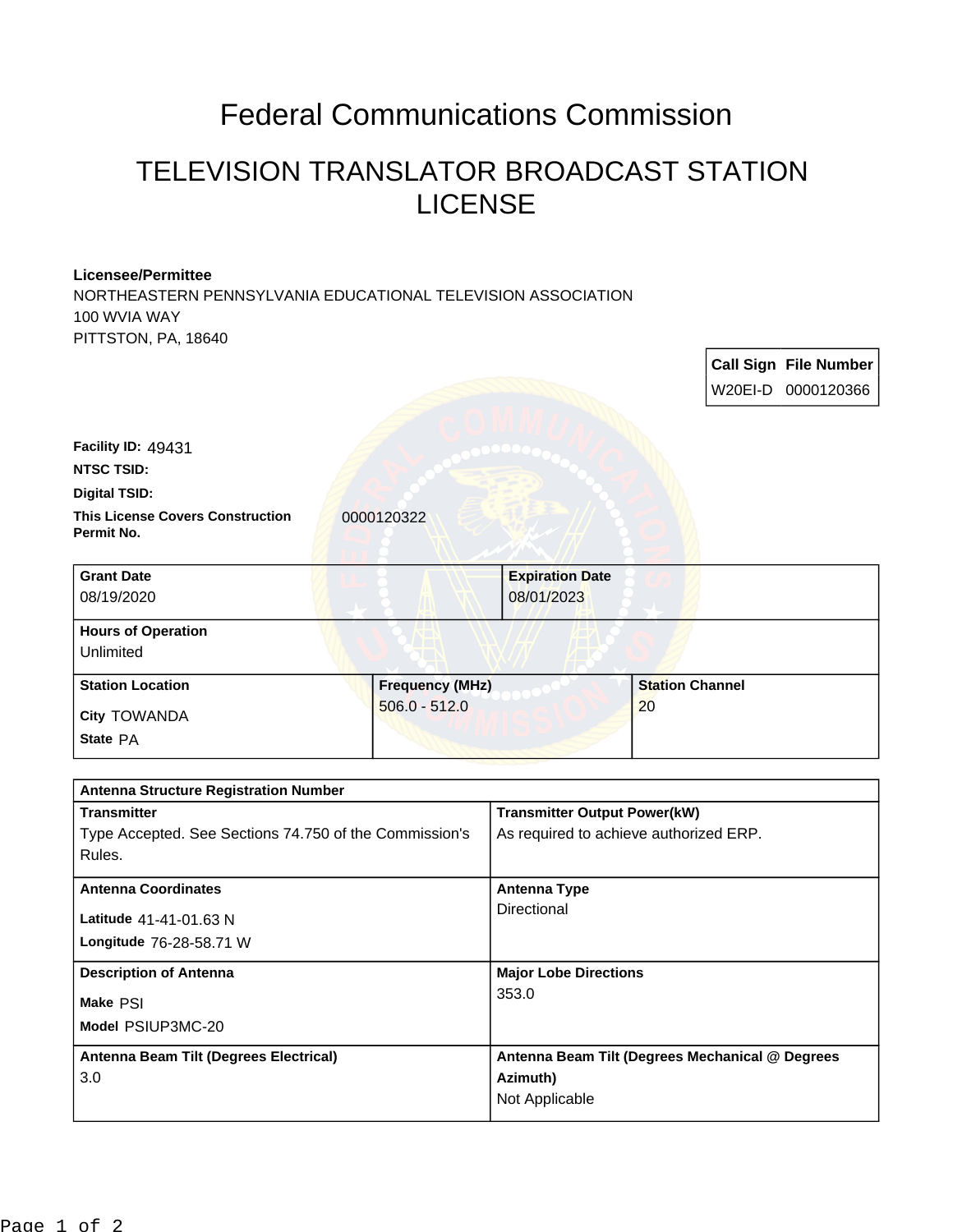# Federal Communications Commission

## TELEVISION TRANSLATOR BROADCAST STATION LICENSE

**Licensee/Permittee**
NORTHEASTERN PENNSYLVANIA EDUCATIONAL TELEVISION ASSOCIATION
100 WVIA WAY
PITTSTON, PA, 18640

| Call Sign | File Number |
|---|---|
| W20EI-D | 0000120366 |

**Facility ID:** 49431

**NTSC TSID:**

**Digital TSID:**

**This License Covers Construction Permit No.** 0000120322

| Grant Date | Expiration Date |
|---|---|
| 08/19/2020 | 08/01/2023 |

**Hours of Operation**
Unlimited

| Station Location | Frequency (MHz) | Station Channel |
|---|---|---|
| City TOWANDA<br>State PA | 506.0 - 512.0 | 20 |

**Antenna Structure Registration Number**

| Transmitter | Transmitter Output Power(kW) |
|---|---|
| Type Accepted. See Sections 74.750 of the Commission's Rules. | As required to achieve authorized ERP. |

| Antenna Coordinates | Antenna Type |
|---|---|
| Latitude 41-41-01.63 N<br>Longitude 76-28-58.71 W | Directional |

| Description of Antenna | Major Lobe Directions |
|---|---|
| Make PSI<br>Model PSIUP3MC-20 | 353.0 |

| Antenna Beam Tilt (Degrees Electrical) | Antenna Beam Tilt (Degrees Mechanical @ Degrees Azimuth) |
|---|---|
| 3.0 | Not Applicable |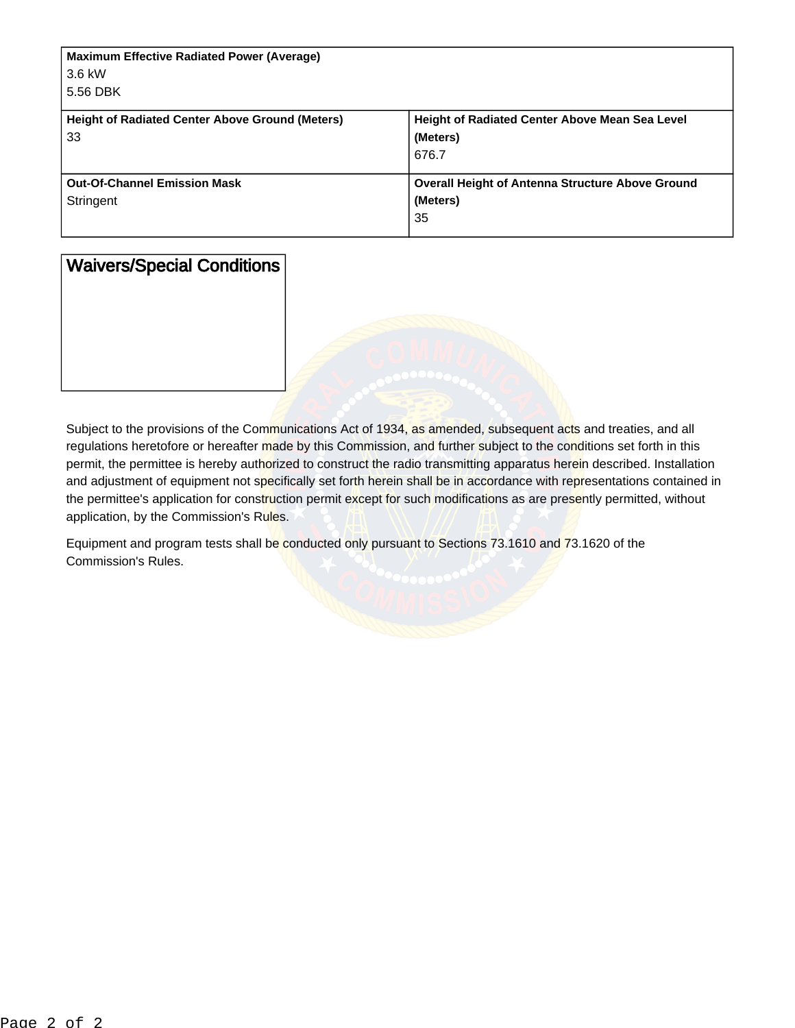| Maximum Effective Radiated Power (Average) | |
|---|---|
| 3.6 kW<br>5.56 DBK | |
| **Height of Radiated Center Above Ground (Meters)**<br>33 | **Height of Radiated Center Above Mean Sea Level (Meters)**<br>676.7 |
| **Out-Of-Channel Emission Mask**<br>Stringent | **Overall Height of Antenna Structure Above Ground (Meters)**<br>35 |

## Waivers/Special Conditions

Subject to the provisions of the Communications Act of 1934, as amended, subsequent acts and treaties, and all regulations heretofore or hereafter made by this Commission, and further subject to the conditions set forth in this permit, the permittee is hereby authorized to construct the radio transmitting apparatus herein described. Installation and adjustment of equipment not specifically set forth herein shall be in accordance with representations contained in the permittee's application for construction permit except for such modifications as are presently permitted, without application, by the Commission's Rules.

Equipment and program tests shall be conducted only pursuant to Sections 73.1610 and 73.1620 of the Commission's Rules.